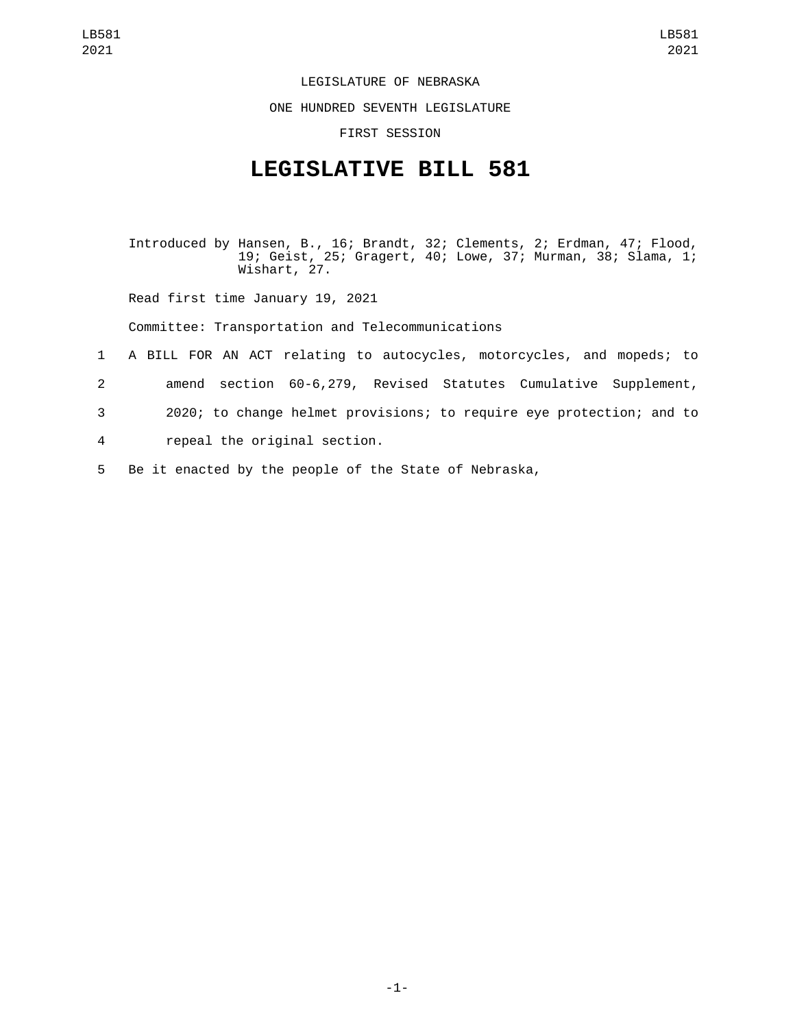LEGISLATURE OF NEBRASKA

ONE HUNDRED SEVENTH LEGISLATURE

FIRST SESSION

# LEGISLATIVE BILL 581

Introduced by Hansen, B., 16; Brandt, 32; Clements, 2; Erdman, 47; Flood, 19; Geist, 25; Gragert, 40; Lowe, 37; Murman, 38; Slama, 1; Wishart, 27.

Read first time January 19, 2021

Committee: Transportation and Telecommunications

1 A BILL FOR AN ACT relating to autocycles, motorcycles, and mopeds; to
2 amend section 60-6,279, Revised Statutes Cumulative Supplement,
3 2020; to change helmet provisions; to require eye protection; and to
4 repeal the original section.

5 Be it enacted by the people of the State of Nebraska,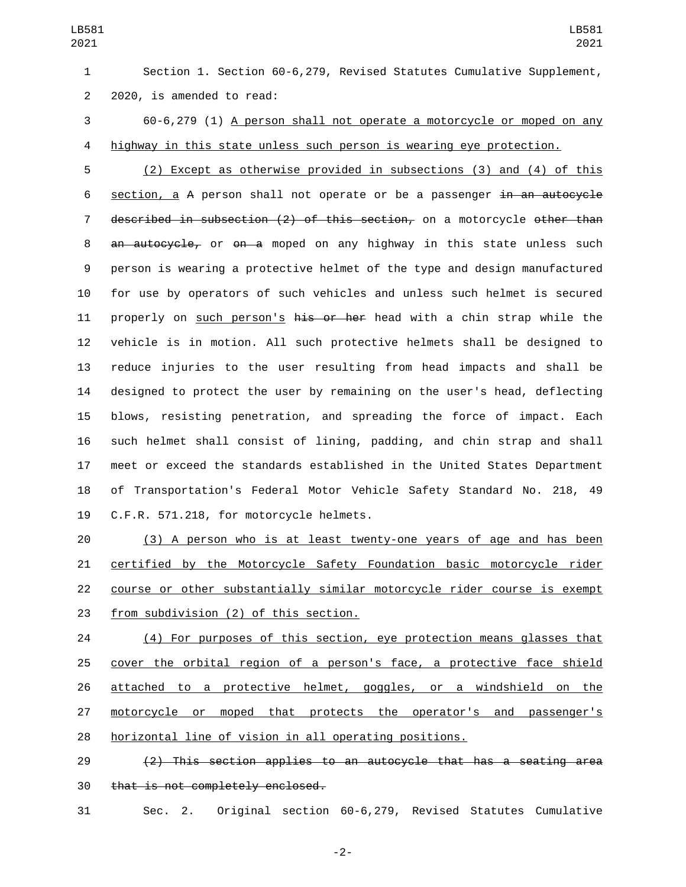Section 1. Section 60-6,279, Revised Statutes Cumulative Supplement, 2020, is amended to read:

60-6,279 (1) <u>A person shall not operate a motorcycle or moped on any highway in this state unless such person is wearing eye protection.</u>

<u>(2) Except as otherwise provided in subsections (3) and (4) of this section, a</u> ~~A~~ person shall not operate or be a passenger ~~in an autocycle described in subsection (2) of this section,~~ on a motorcycle ~~other than an autocycle,~~ or ~~on a~~ moped on any highway in this state unless such person is wearing a protective helmet of the type and design manufactured for use by operators of such vehicles and unless such helmet is secured properly on <u>such person's</u> ~~his or her~~ head with a chin strap while the vehicle is in motion. All such protective helmets shall be designed to reduce injuries to the user resulting from head impacts and shall be designed to protect the user by remaining on the user's head, deflecting blows, resisting penetration, and spreading the force of impact. Each such helmet shall consist of lining, padding, and chin strap and shall meet or exceed the standards established in the United States Department of Transportation's Federal Motor Vehicle Safety Standard No. 218, 49 C.F.R. 571.218, for motorcycle helmets.

<u>(3) A person who is at least twenty-one years of age and has been certified by the Motorcycle Safety Foundation basic motorcycle rider course or other substantially similar motorcycle rider course is exempt from subdivision (2) of this section.</u>

<u>(4) For purposes of this section, eye protection means glasses that cover the orbital region of a person's face, a protective face shield attached to a protective helmet, goggles, or a windshield on the motorcycle or moped that protects the operator's and passenger's horizontal line of vision in all operating positions.</u>

~~(2) This section applies to an autocycle that has a seating area that is not completely enclosed.~~

Sec. 2. Original section 60-6,279, Revised Statutes Cumulative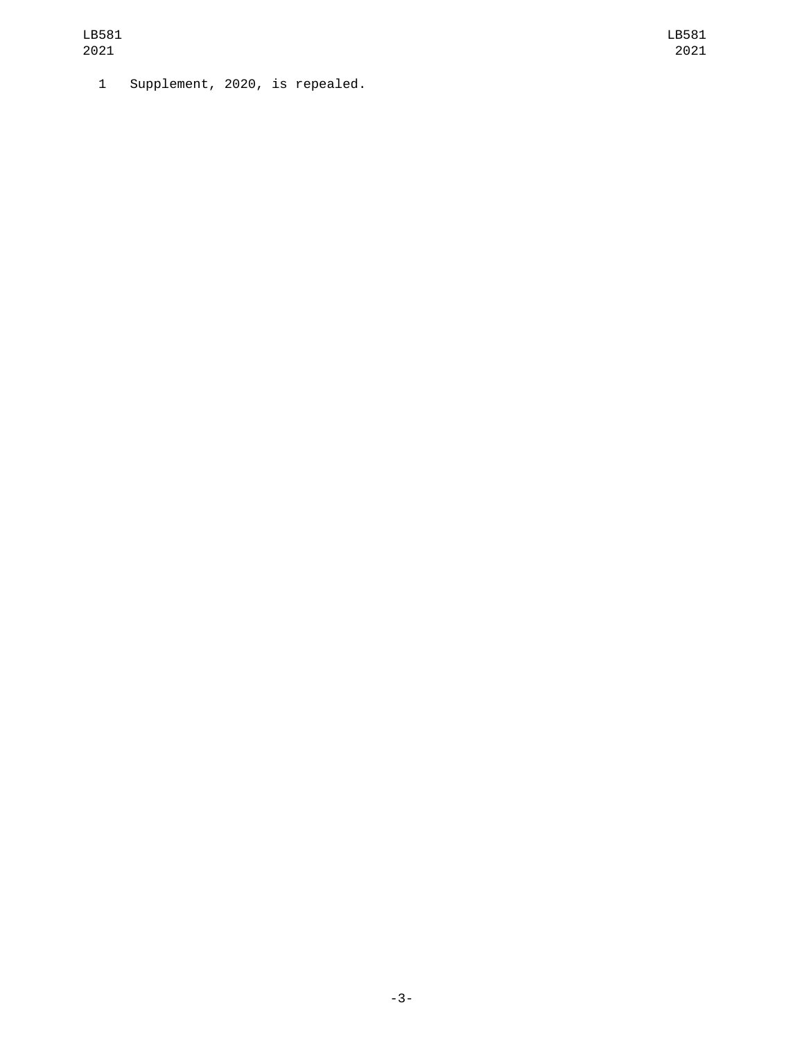Supplement, 2020, is repealed.